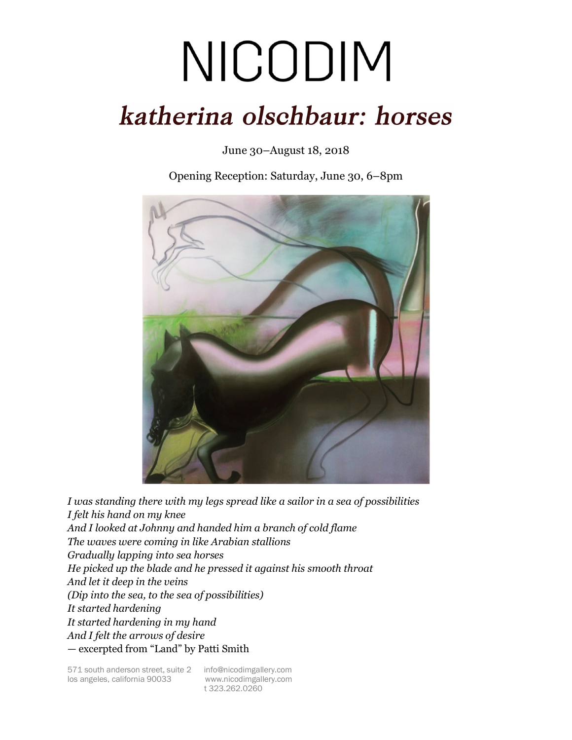# NICODIM

## *katherina olschbaur: horses*

June 30–August 18, 2018

Opening Reception: Saturday, June 30, 6–8pm

*I was standing there with my legs spread like a sailor in a sea of possibilities*
*I felt his hand on my knee*
*And I looked at Johnny and handed him a branch of cold flame*
*The waves were coming in like Arabian stallions*
*Gradually lapping into sea horses*
*He picked up the blade and he pressed it against his smooth throat*
*And let it deep in the veins*
*(Dip into the sea, to the sea of possibilities)*
*It started hardening*
*It started hardening in my hand*
*And I felt the arrows of desire*
— excerpted from "Land" by Patti Smith

571 south anderson street, suite 2
los angeles, california 90033

info@nicodimgallery.com
www.nicodimgallery.com
t 323.262.0260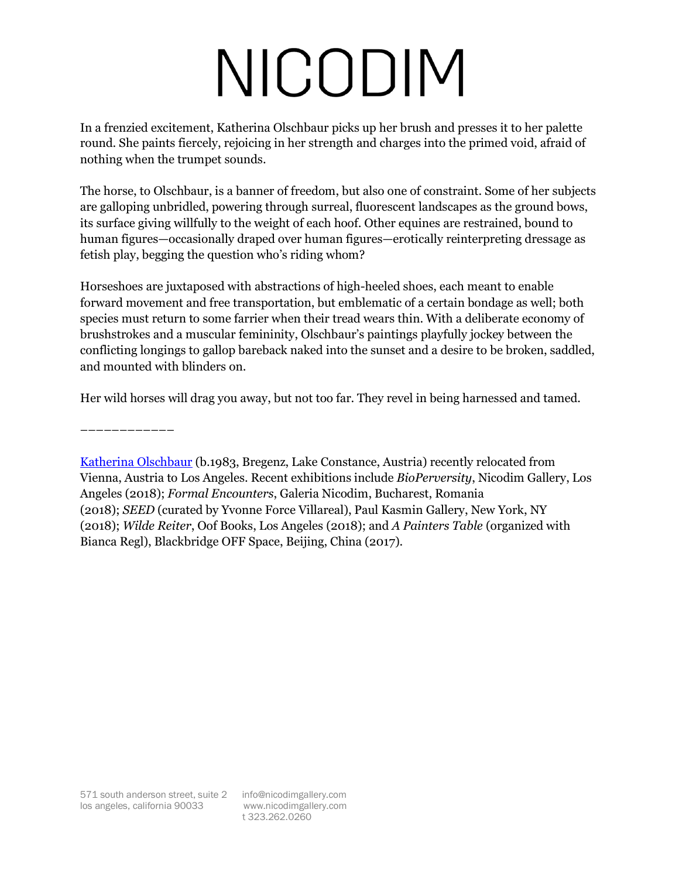In a frenzied excitement, Katherina Olschbaur picks up her brush and presses it to her palette round. She paints fiercely, rejoicing in her strength and charges into the primed void, afraid of nothing when the trumpet sounds.

The horse, to Olschbaur, is a banner of freedom, but also one of constraint. Some of her subjects are galloping unbridled, powering through surreal, fluorescent landscapes as the ground bows, its surface giving willfully to the weight of each hoof. Other equines are restrained, bound to human figures—occasionally draped over human figures—erotically reinterpreting dressage as fetish play, begging the question who's riding whom?

Horseshoes are juxtaposed with abstractions of high-heeled shoes, each meant to enable forward movement and free transportation, but emblematic of a certain bondage as well; both species must return to some farrier when their tread wears thin. With a deliberate economy of brushstrokes and a muscular femininity, Olschbaur's paintings playfully jockey between the conflicting longings to gallop bareback naked into the sunset and a desire to be broken, saddled, and mounted with blinders on.

Her wild horses will drag you away, but not too far. They revel in being harnessed and tamed.

____________

Katherina Olschbaur (b.1983, Bregenz, Lake Constance, Austria) recently relocated from Vienna, Austria to Los Angeles. Recent exhibitions include *BioPerversity*, Nicodim Gallery, Los Angeles (2018); *Formal Encounters*, Galeria Nicodim, Bucharest, Romania (2018); *SEED* (curated by Yvonne Force Villareal), Paul Kasmin Gallery, New York, NY (2018); *Wilde Reiter*, Oof Books, Los Angeles (2018); and *A Painters Table* (organized with Bianca Regl), Blackbridge OFF Space, Beijing, China (2017).